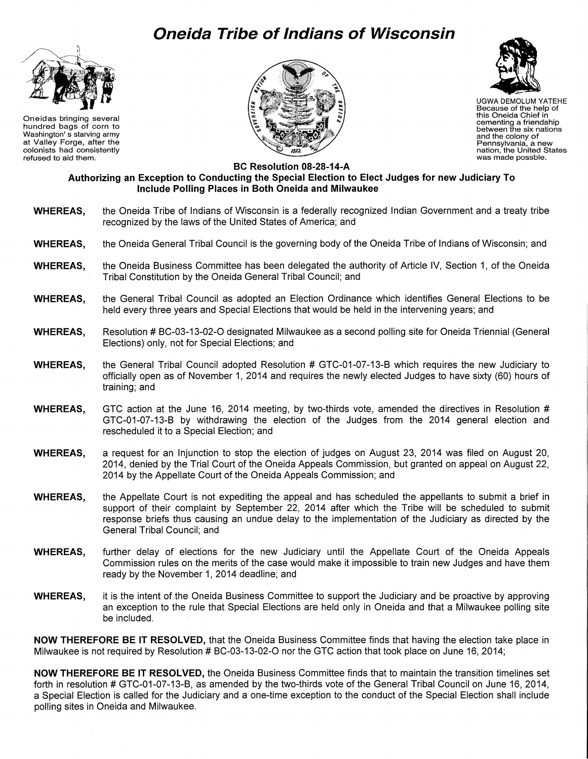# Oneida Tribe of Indians of Wisconsin

Oneidas bringing several hundred bags of corn to Washington's starving army at Valley Forge, after the colonists had consistently refused to aid them.

UGWA DEMOLUM YATEHE
Because of the help of this Oneida Chief in cementing a friendship between the six nations and the colony of Pennsylvania, a new nation, the United States was made possble.

## BC Resolution 08-28-14-A

### Authorizing an Exception to Conducting the Special Election to Elect Judges for new Judiciary To Include Polling Places in Both Oneida and Milwaukee

**WHEREAS,** the Oneida Tribe of Indians of Wisconsin is a federally recognized Indian Government and a treaty tribe recognized by the laws of the United States of America; and

**WHEREAS,** the Oneida General Tribal Council is the governing body of the Oneida Tribe of Indians of Wisconsin; and

**WHEREAS,** the Oneida Business Committee has been delegated the authority of Article IV, Section 1, of the Oneida Tribal Constitution by the Oneida General Tribal Council; and

**WHEREAS,** the General Tribal Council as adopted an Election Ordinance which identifies General Elections to be held every three years and Special Elections that would be held in the intervening years; and

**WHEREAS,** Resolution # BC-03-13-02-O designated Milwaukee as a second polling site for Oneida Triennial (General Elections) only, not for Special Elections; and

**WHEREAS,** the General Tribal Council adopted Resolution # GTC-01-07-13-B which requires the new Judiciary to officially open as of November 1, 2014 and requires the newly elected Judges to have sixty (60) hours of training; and

**WHEREAS,** GTC action at the June 16, 2014 meeting, by two-thirds vote, amended the directives in Resolution # GTC-01-07-13-B by withdrawing the election of the Judges from the 2014 general election and rescheduled it to a Special Election; and

**WHEREAS,** a request for an Injunction to stop the election of judges on August 23, 2014 was filed on August 20, 2014, denied by the Trial Court of the Oneida Appeals Commission, but granted on appeal on August 22, 2014 by the Appellate Court of the Oneida Appeals Commission; and

**WHEREAS,** the Appellate Court is not expediting the appeal and has scheduled the appellants to submit a brief in support of their complaint by September 22, 2014 after which the Tribe will be scheduled to submit response briefs thus causing an undue delay to the implementation of the Judiciary as directed by the General Tribal Council; and

**WHEREAS,** further delay of elections for the new Judiciary until the Appellate Court of the Oneida Appeals Commission rules on the merits of the case would make it impossible to train new Judges and have them ready by the November 1, 2014 deadline; and

**WHEREAS,** it is the intent of the Oneida Business Committee to support the Judiciary and be proactive by approving an exception to the rule that Special Elections are held only in Oneida and that a Milwaukee polling site be included.

**NOW THEREFORE BE IT RESOLVED,** that the Oneida Business Committee finds that having the election take place in Milwaukee is not required by Resolution # BC-03-13-02-O nor the GTC action that took place on June 16, 2014;

**NOW THEREFORE BE IT RESOLVED,** the Oneida Business Committee finds that to maintain the transition timelines set forth in resolution # GTC-01-07-13-B, as amended by the two-thirds vote of the General Tribal Council on June 16, 2014, a Special Election is called for the Judiciary and a one-time exception to the conduct of the Special Election shall include polling sites in Oneida and Milwaukee.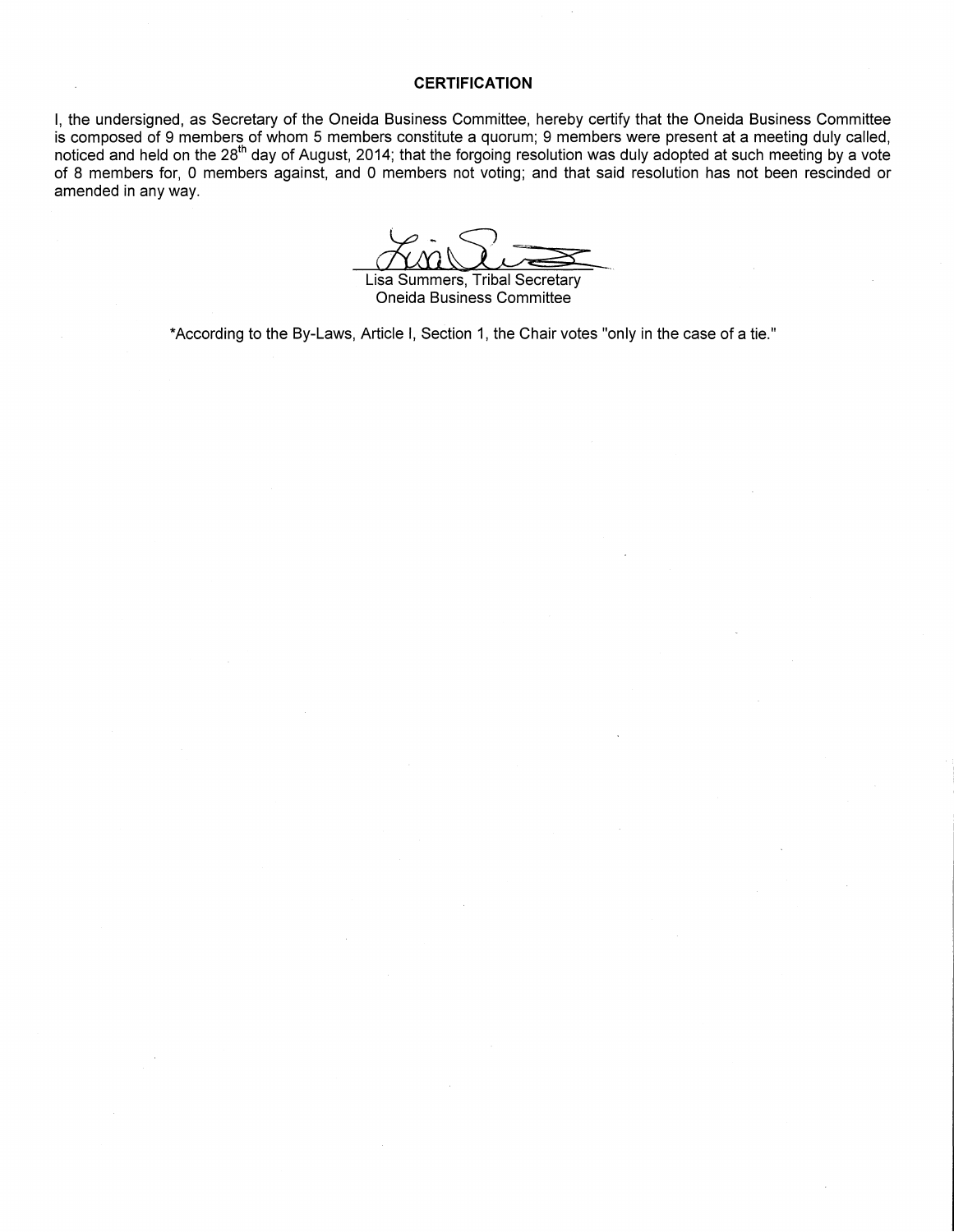## CERTIFICATION

I, the undersigned, as Secretary of the Oneida Business Committee, hereby certify that the Oneida Business Committee is composed of 9 members of whom 5 members constitute a quorum; 9 members were present at a meeting duly called, noticed and held on the 28th day of August, 2014; that the forgoing resolution was duly adopted at such meeting by a vote of 8 members for, 0 members against, and 0 members not voting; and that said resolution has not been rescinded or amended in any way.

Lisa Summers, Tribal Secretary
Oneida Business Committee

*According to the By-Laws, Article I, Section 1, the Chair votes "only in the case of a tie."